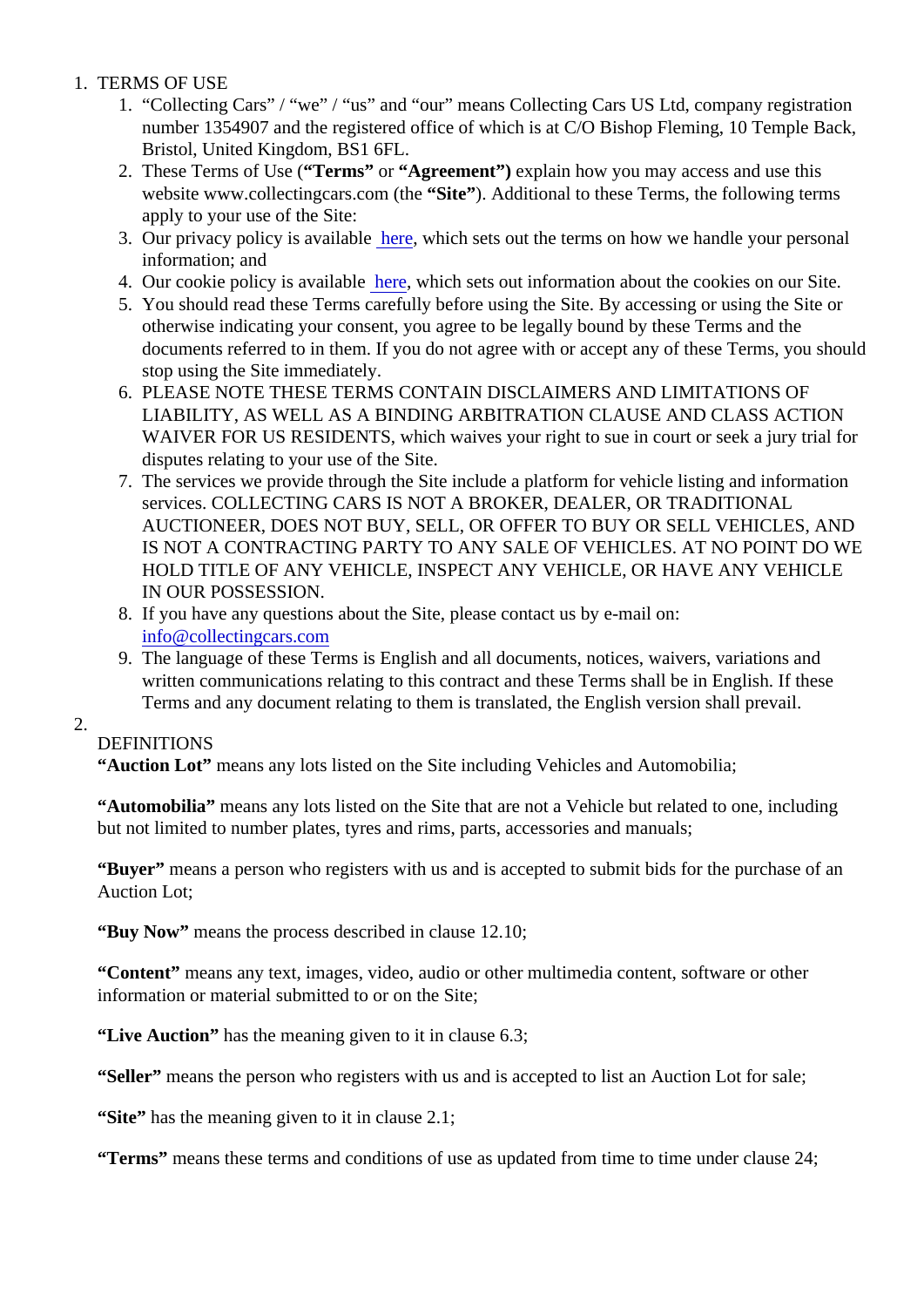1. TERMS OF USE
    1. "Collecting Cars" / "we" / "us" and "our" means Collecting Cars US Ltd, company registration number 1354907 and the registered office of which is at C/O Bishop Fleming, 10 Temple Back, Bristol, United Kingdom, BS1 6FL.
    2. These Terms of Use (**"Terms"** or **"Agreement")** explain how you may access and use this website www.collectingcars.com (the **"Site"**). Additional to these Terms, the following terms apply to your use of the Site:
    3. Our privacy policy is available [here](), which sets out the terms on how we handle your personal information; and
    4. Our cookie policy is available [here](), which sets out information about the cookies on our Site.
    5. You should read these Terms carefully before using the Site. By accessing or using the Site or otherwise indicating your consent, you agree to be legally bound by these Terms and the documents referred to in them. If you do not agree with or accept any of these Terms, you should stop using the Site immediately.
    6. PLEASE NOTE THESE TERMS CONTAIN DISCLAIMERS AND LIMITATIONS OF LIABILITY, AS WELL AS A BINDING ARBITRATION CLAUSE AND CLASS ACTION WAIVER FOR US RESIDENTS, which waives your right to sue in court or seek a jury trial for disputes relating to your use of the Site.
    7. The services we provide through the Site include a platform for vehicle listing and information services. COLLECTING CARS IS NOT A BROKER, DEALER, OR TRADITIONAL AUCTIONEER, DOES NOT BUY, SELL, OR OFFER TO BUY OR SELL VEHICLES, AND IS NOT A CONTRACTING PARTY TO ANY SALE OF VEHICLES. AT NO POINT DO WE HOLD TITLE OF ANY VEHICLE, INSPECT ANY VEHICLE, OR HAVE ANY VEHICLE IN OUR POSSESSION.
    8. If you have any questions about the Site, please contact us by e-mail on: info@collectingcars.com
    9. The language of these Terms is English and all documents, notices, waivers, variations and written communications relating to this contract and these Terms shall be in English. If these Terms and any document relating to them is translated, the English version shall prevail.
2. DEFINITIONS

    **"Auction Lot"** means any lots listed on the Site including Vehicles and Automobilia;

    **"Automobilia"** means any lots listed on the Site that are not a Vehicle but related to one, including but not limited to number plates, tyres and rims, parts, accessories and manuals;

    **"Buyer"** means a person who registers with us and is accepted to submit bids for the purchase of an Auction Lot;

    **"Buy Now"** means the process described in clause 12.10;

    **"Content"** means any text, images, video, audio or other multimedia content, software or other information or material submitted to or on the Site;

    **"Live Auction"** has the meaning given to it in clause 6.3;

    **"Seller"** means the person who registers with us and is accepted to list an Auction Lot for sale;

    **"Site"** has the meaning given to it in clause 2.1;

    **"Terms"** means these terms and conditions of use as updated from time to time under clause 24;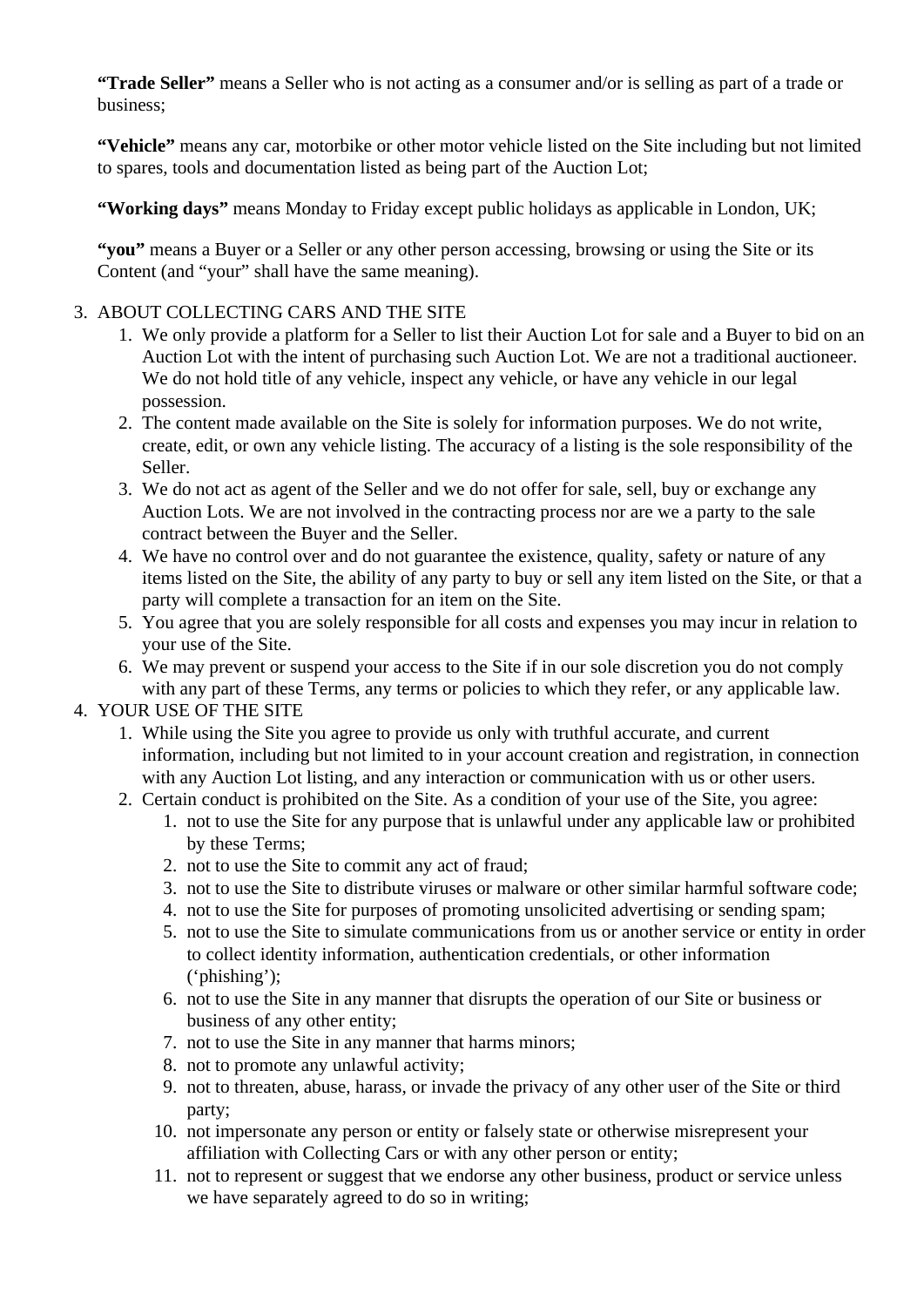**"Trade Seller"** means a Seller who is not acting as a consumer and/or is selling as part of a trade or business;

**"Vehicle"** means any car, motorbike or other motor vehicle listed on the Site including but not limited to spares, tools and documentation listed as being part of the Auction Lot;

**"Working days"** means Monday to Friday except public holidays as applicable in London, UK;

**"you"** means a Buyer or a Seller or any other person accessing, browsing or using the Site or its Content (and "your" shall have the same meaning).

3. ABOUT COLLECTING CARS AND THE SITE
    1. We only provide a platform for a Seller to list their Auction Lot for sale and a Buyer to bid on an Auction Lot with the intent of purchasing such Auction Lot. We are not a traditional auctioneer. We do not hold title of any vehicle, inspect any vehicle, or have any vehicle in our legal possession.
    2. The content made available on the Site is solely for information purposes. We do not write, create, edit, or own any vehicle listing. The accuracy of a listing is the sole responsibility of the Seller.
    3. We do not act as agent of the Seller and we do not offer for sale, sell, buy or exchange any Auction Lots. We are not involved in the contracting process nor are we a party to the sale contract between the Buyer and the Seller.
    4. We have no control over and do not guarantee the existence, quality, safety or nature of any items listed on the Site, the ability of any party to buy or sell any item listed on the Site, or that a party will complete a transaction for an item on the Site.
    5. You agree that you are solely responsible for all costs and expenses you may incur in relation to your use of the Site.
    6. We may prevent or suspend your access to the Site if in our sole discretion you do not comply with any part of these Terms, any terms or policies to which they refer, or any applicable law.
4. YOUR USE OF THE SITE
    1. While using the Site you agree to provide us only with truthful accurate, and current information, including but not limited to in your account creation and registration, in connection with any Auction Lot listing, and any interaction or communication with us or other users.
    2. Certain conduct is prohibited on the Site. As a condition of your use of the Site, you agree:
        1. not to use the Site for any purpose that is unlawful under any applicable law or prohibited by these Terms;
        2. not to use the Site to commit any act of fraud;
        3. not to use the Site to distribute viruses or malware or other similar harmful software code;
        4. not to use the Site for purposes of promoting unsolicited advertising or sending spam;
        5. not to use the Site to simulate communications from us or another service or entity in order to collect identity information, authentication credentials, or other information ('phishing');
        6. not to use the Site in any manner that disrupts the operation of our Site or business or business of any other entity;
        7. not to use the Site in any manner that harms minors;
        8. not to promote any unlawful activity;
        9. not to threaten, abuse, harass, or invade the privacy of any other user of the Site or third party;
        10. not impersonate any person or entity or falsely state or otherwise misrepresent your affiliation with Collecting Cars or with any other person or entity;
        11. not to represent or suggest that we endorse any other business, product or service unless we have separately agreed to do so in writing;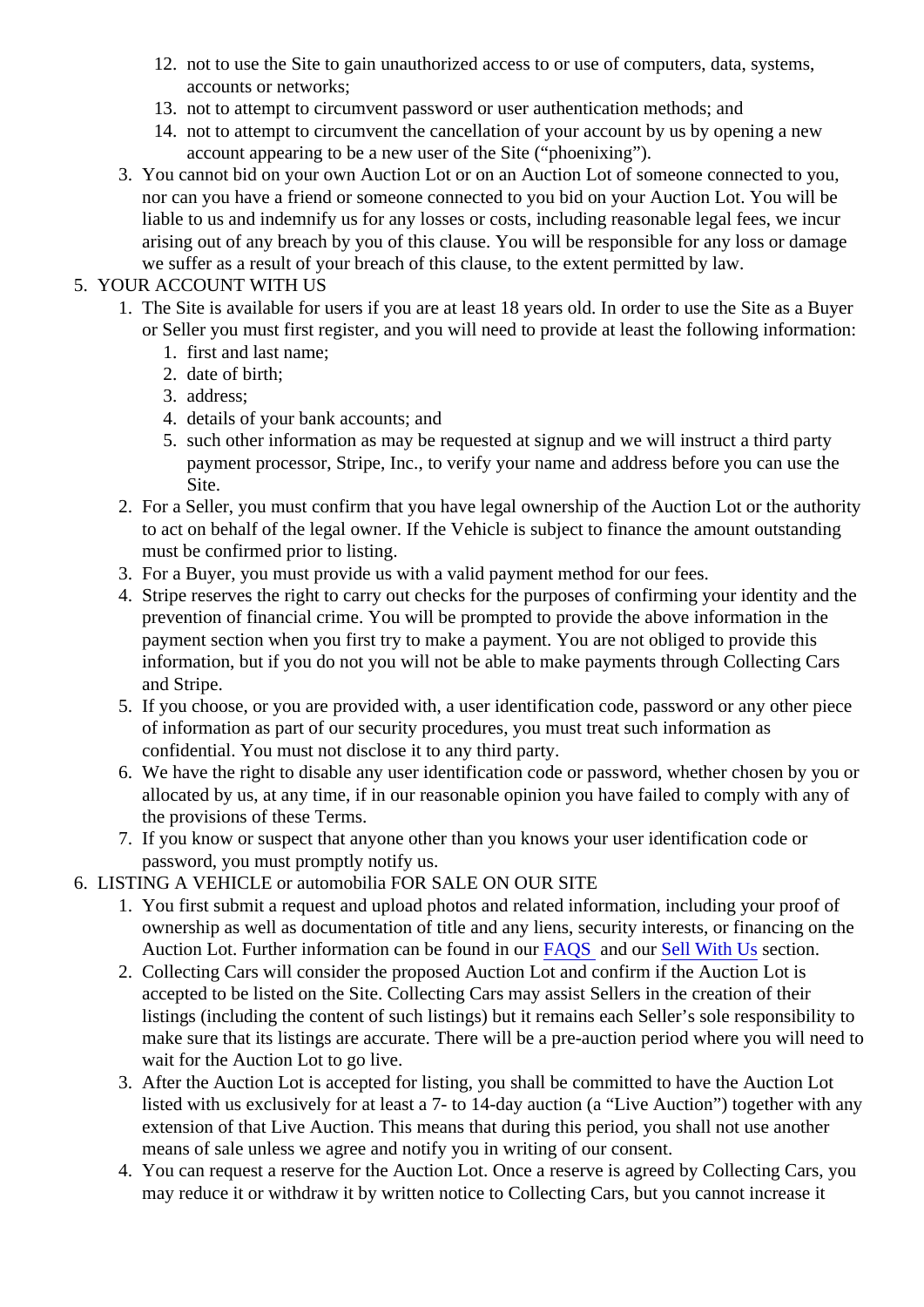12. not to use the Site to gain unauthorized access to or use of computers, data, systems, accounts or networks;
13. not to attempt to circumvent password or user authentication methods; and
14. not to attempt to circumvent the cancellation of your account by us by opening a new account appearing to be a new user of the Site (“phoenixing”).

3. You cannot bid on your own Auction Lot or on an Auction Lot of someone connected to you, nor can you have a friend or someone connected to you bid on your Auction Lot. You will be liable to us and indemnify us for any losses or costs, including reasonable legal fees, we incur arising out of any breach by you of this clause. You will be responsible for any loss or damage we suffer as a result of your breach of this clause, to the extent permitted by law.

5. YOUR ACCOUNT WITH US
   1. The Site is available for users if you are at least 18 years old. In order to use the Site as a Buyer or Seller you must first register, and you will need to provide at least the following information:
      1. first and last name;
      2. date of birth;
      3. address;
      4. details of your bank accounts; and
      5. such other information as may be requested at signup and we will instruct a third party payment processor, Stripe, Inc., to verify your name and address before you can use the Site.
   2. For a Seller, you must confirm that you have legal ownership of the Auction Lot or the authority to act on behalf of the legal owner. If the Vehicle is subject to finance the amount outstanding must be confirmed prior to listing.
   3. For a Buyer, you must provide us with a valid payment method for our fees.
   4. Stripe reserves the right to carry out checks for the purposes of confirming your identity and the prevention of financial crime. You will be prompted to provide the above information in the payment section when you first try to make a payment. You are not obliged to provide this information, but if you do not you will not be able to make payments through Collecting Cars and Stripe.
   5. If you choose, or you are provided with, a user identification code, password or any other piece of information as part of our security procedures, you must treat such information as confidential. You must not disclose it to any third party.
   6. We have the right to disable any user identification code or password, whether chosen by you or allocated by us, at any time, if in our reasonable opinion you have failed to comply with any of the provisions of these Terms.
   7. If you know or suspect that anyone other than you knows your user identification code or password, you must promptly notify us.

6. LISTING A VEHICLE or automobilia FOR SALE ON OUR SITE
   1. You first submit a request and upload photos and related information, including your proof of ownership as well as documentation of title and any liens, security interests, or financing on the Auction Lot. Further information can be found in our FAQS and our Sell With Us section.
   2. Collecting Cars will consider the proposed Auction Lot and confirm if the Auction Lot is accepted to be listed on the Site. Collecting Cars may assist Sellers in the creation of their listings (including the content of such listings) but it remains each Seller’s sole responsibility to make sure that its listings are accurate. There will be a pre-auction period where you will need to wait for the Auction Lot to go live.
   3. After the Auction Lot is accepted for listing, you shall be committed to have the Auction Lot listed with us exclusively for at least a 7- to 14-day auction (a “Live Auction”) together with any extension of that Live Auction. This means that during this period, you shall not use another means of sale unless we agree and notify you in writing of our consent.
   4. You can request a reserve for the Auction Lot. Once a reserve is agreed by Collecting Cars, you may reduce it or withdraw it by written notice to Collecting Cars, but you cannot increase it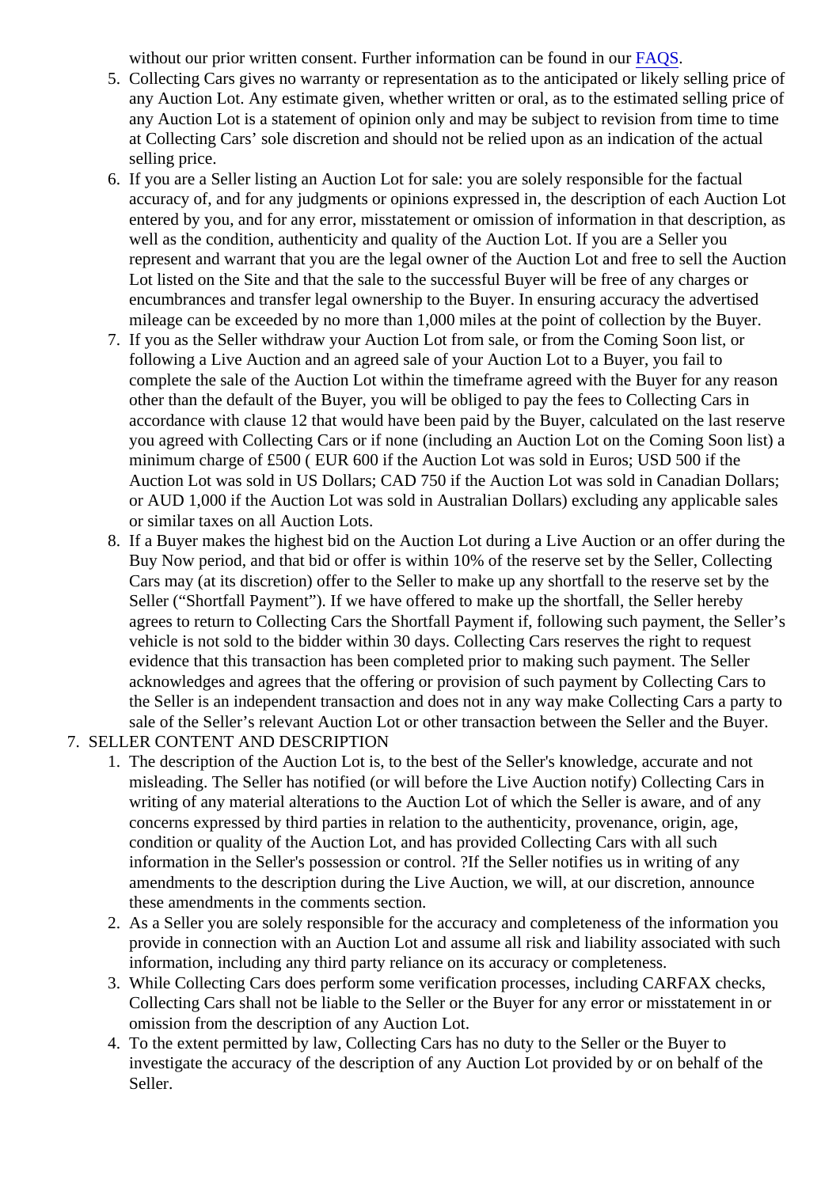without our prior written consent. Further information can be found in our FAQS.

5. Collecting Cars gives no warranty or representation as to the anticipated or likely selling price of any Auction Lot. Any estimate given, whether written or oral, as to the estimated selling price of any Auction Lot is a statement of opinion only and may be subject to revision from time to time at Collecting Cars' sole discretion and should not be relied upon as an indication of the actual selling price.
6. If you are a Seller listing an Auction Lot for sale: you are solely responsible for the factual accuracy of, and for any judgments or opinions expressed in, the description of each Auction Lot entered by you, and for any error, misstatement or omission of information in that description, as well as the condition, authenticity and quality of the Auction Lot. If you are a Seller you represent and warrant that you are the legal owner of the Auction Lot and free to sell the Auction Lot listed on the Site and that the sale to the successful Buyer will be free of any charges or encumbrances and transfer legal ownership to the Buyer. In ensuring accuracy the advertised mileage can be exceeded by no more than 1,000 miles at the point of collection by the Buyer.
7. If you as the Seller withdraw your Auction Lot from sale, or from the Coming Soon list, or following a Live Auction and an agreed sale of your Auction Lot to a Buyer, you fail to complete the sale of the Auction Lot within the timeframe agreed with the Buyer for any reason other than the default of the Buyer, you will be obliged to pay the fees to Collecting Cars in accordance with clause 12 that would have been paid by the Buyer, calculated on the last reserve you agreed with Collecting Cars or if none (including an Auction Lot on the Coming Soon list) a minimum charge of £500 ( EUR 600 if the Auction Lot was sold in Euros; USD 500 if the Auction Lot was sold in US Dollars; CAD 750 if the Auction Lot was sold in Canadian Dollars; or AUD 1,000 if the Auction Lot was sold in Australian Dollars) excluding any applicable sales or similar taxes on all Auction Lots.
8. If a Buyer makes the highest bid on the Auction Lot during a Live Auction or an offer during the Buy Now period, and that bid or offer is within 10% of the reserve set by the Seller, Collecting Cars may (at its discretion) offer to the Seller to make up any shortfall to the reserve set by the Seller ("Shortfall Payment"). If we have offered to make up the shortfall, the Seller hereby agrees to return to Collecting Cars the Shortfall Payment if, following such payment, the Seller's vehicle is not sold to the bidder within 30 days. Collecting Cars reserves the right to request evidence that this transaction has been completed prior to making such payment. The Seller acknowledges and agrees that the offering or provision of such payment by Collecting Cars to the Seller is an independent transaction and does not in any way make Collecting Cars a party to sale of the Seller's relevant Auction Lot or other transaction between the Seller and the Buyer.

7. SELLER CONTENT AND DESCRIPTION
    1. The description of the Auction Lot is, to the best of the Seller's knowledge, accurate and not misleading. The Seller has notified (or will before the Live Auction notify) Collecting Cars in writing of any material alterations to the Auction Lot of which the Seller is aware, and of any concerns expressed by third parties in relation to the authenticity, provenance, origin, age, condition or quality of the Auction Lot, and has provided Collecting Cars with all such information in the Seller's possession or control. ?If the Seller notifies us in writing of any amendments to the description during the Live Auction, we will, at our discretion, announce these amendments in the comments section.
    2. As a Seller you are solely responsible for the accuracy and completeness of the information you provide in connection with an Auction Lot and assume all risk and liability associated with such information, including any third party reliance on its accuracy or completeness.
    3. While Collecting Cars does perform some verification processes, including CARFAX checks, Collecting Cars shall not be liable to the Seller or the Buyer for any error or misstatement in or omission from the description of any Auction Lot.
    4. To the extent permitted by law, Collecting Cars has no duty to the Seller or the Buyer to investigate the accuracy of the description of any Auction Lot provided by or on behalf of the Seller.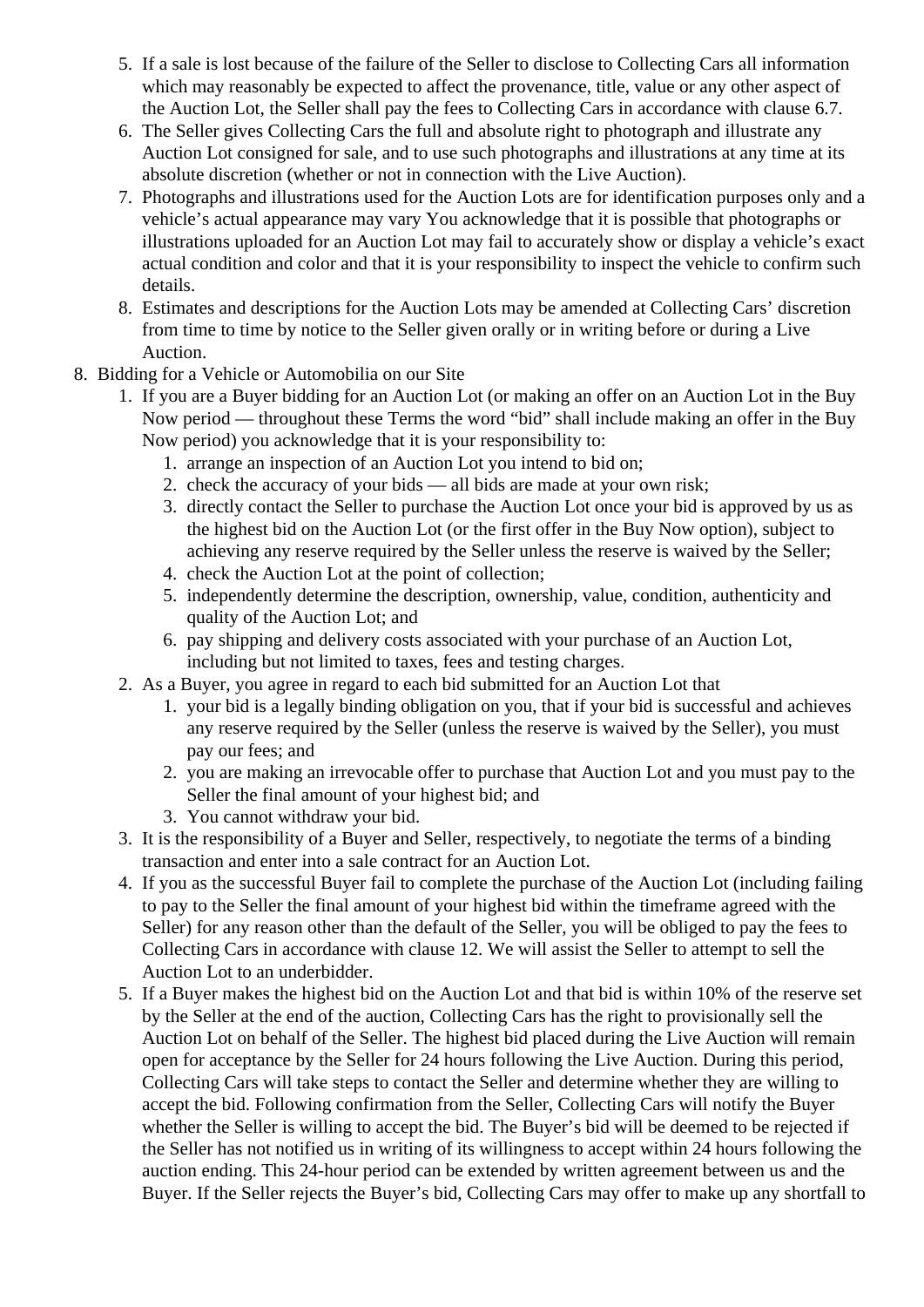5. If a sale is lost because of the failure of the Seller to disclose to Collecting Cars all information which may reasonably be expected to affect the provenance, title, value or any other aspect of the Auction Lot, the Seller shall pay the fees to Collecting Cars in accordance with clause 6.7.
6. The Seller gives Collecting Cars the full and absolute right to photograph and illustrate any Auction Lot consigned for sale, and to use such photographs and illustrations at any time at its absolute discretion (whether or not in connection with the Live Auction).
7. Photographs and illustrations used for the Auction Lots are for identification purposes only and a vehicle's actual appearance may vary You acknowledge that it is possible that photographs or illustrations uploaded for an Auction Lot may fail to accurately show or display a vehicle's exact actual condition and color and that it is your responsibility to inspect the vehicle to confirm such details.
8. Estimates and descriptions for the Auction Lots may be amended at Collecting Cars' discretion from time to time by notice to the Seller given orally or in writing before or during a Live Auction.

8. Bidding for a Vehicle or Automobilia on our Site
    1. If you are a Buyer bidding for an Auction Lot (or making an offer on an Auction Lot in the Buy Now period — throughout these Terms the word "bid" shall include making an offer in the Buy Now period) you acknowledge that it is your responsibility to:
        1. arrange an inspection of an Auction Lot you intend to bid on;
        2. check the accuracy of your bids — all bids are made at your own risk;
        3. directly contact the Seller to purchase the Auction Lot once your bid is approved by us as the highest bid on the Auction Lot (or the first offer in the Buy Now option), subject to achieving any reserve required by the Seller unless the reserve is waived by the Seller;
        4. check the Auction Lot at the point of collection;
        5. independently determine the description, ownership, value, condition, authenticity and quality of the Auction Lot; and
        6. pay shipping and delivery costs associated with your purchase of an Auction Lot, including but not limited to taxes, fees and testing charges.
    2. As a Buyer, you agree in regard to each bid submitted for an Auction Lot that
        1. your bid is a legally binding obligation on you, that if your bid is successful and achieves any reserve required by the Seller (unless the reserve is waived by the Seller), you must pay our fees; and
        2. you are making an irrevocable offer to purchase that Auction Lot and you must pay to the Seller the final amount of your highest bid; and
        3. You cannot withdraw your bid.
    3. It is the responsibility of a Buyer and Seller, respectively, to negotiate the terms of a binding transaction and enter into a sale contract for an Auction Lot.
    4. If you as the successful Buyer fail to complete the purchase of the Auction Lot (including failing to pay to the Seller the final amount of your highest bid within the timeframe agreed with the Seller) for any reason other than the default of the Seller, you will be obliged to pay the fees to Collecting Cars in accordance with clause 12. We will assist the Seller to attempt to sell the Auction Lot to an underbidder.
    5. If a Buyer makes the highest bid on the Auction Lot and that bid is within 10% of the reserve set by the Seller at the end of the auction, Collecting Cars has the right to provisionally sell the Auction Lot on behalf of the Seller. The highest bid placed during the Live Auction will remain open for acceptance by the Seller for 24 hours following the Live Auction. During this period, Collecting Cars will take steps to contact the Seller and determine whether they are willing to accept the bid. Following confirmation from the Seller, Collecting Cars will notify the Buyer whether the Seller is willing to accept the bid. The Buyer's bid will be deemed to be rejected if the Seller has not notified us in writing of its willingness to accept within 24 hours following the auction ending. This 24-hour period can be extended by written agreement between us and the Buyer. If the Seller rejects the Buyer's bid, Collecting Cars may offer to make up any shortfall to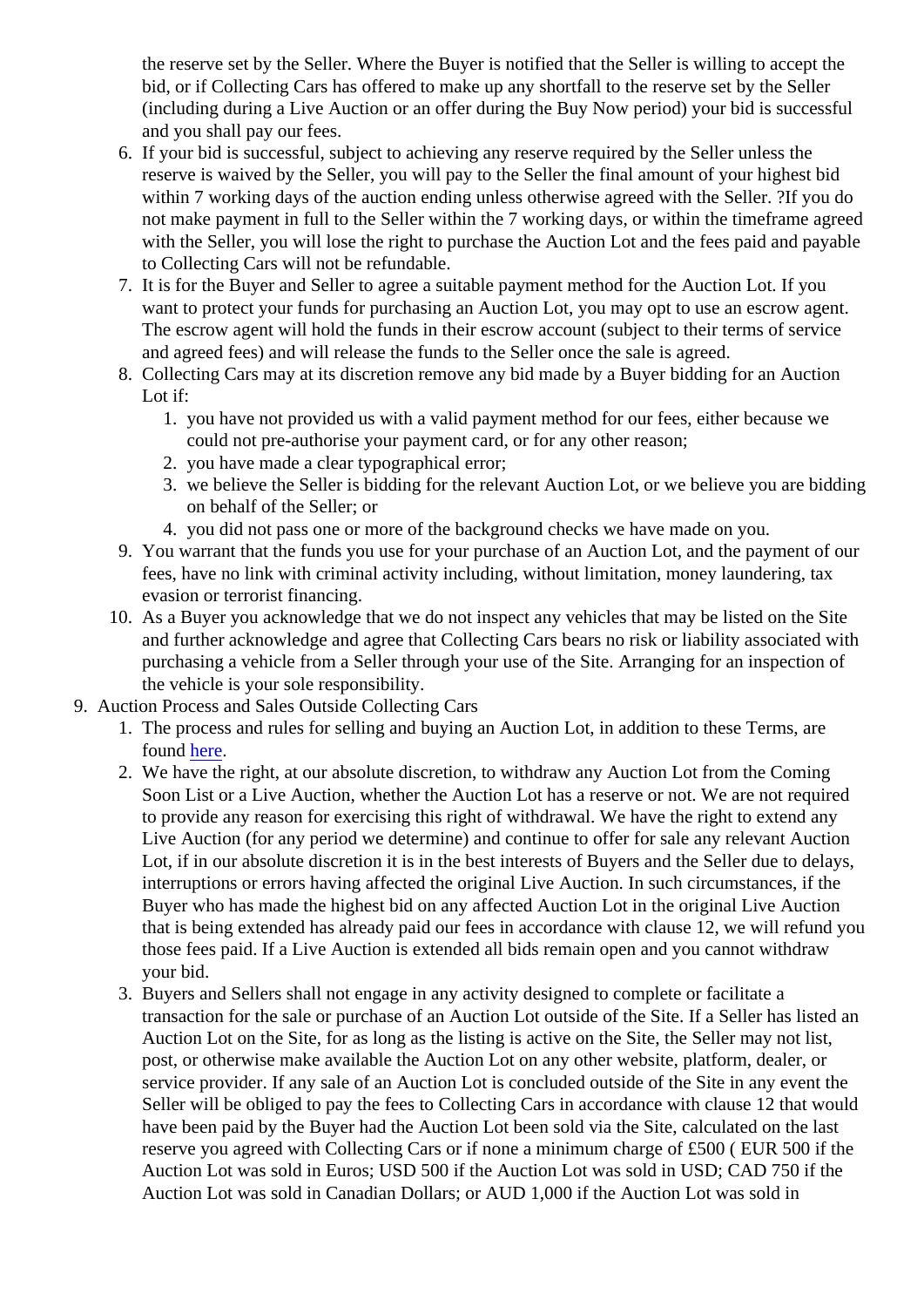the reserve set by the Seller. Where the Buyer is notified that the Seller is willing to accept the bid, or if Collecting Cars has offered to make up any shortfall to the reserve set by the Seller (including during a Live Auction or an offer during the Buy Now period) your bid is successful and you shall pay our fees.

6. If your bid is successful, subject to achieving any reserve required by the Seller unless the reserve is waived by the Seller, you will pay to the Seller the final amount of your highest bid within 7 working days of the auction ending unless otherwise agreed with the Seller. ?If you do not make payment in full to the Seller within the 7 working days, or within the timeframe agreed with the Seller, you will lose the right to purchase the Auction Lot and the fees paid and payable to Collecting Cars will not be refundable.
7. It is for the Buyer and Seller to agree a suitable payment method for the Auction Lot. If you want to protect your funds for purchasing an Auction Lot, you may opt to use an escrow agent. The escrow agent will hold the funds in their escrow account (subject to their terms of service and agreed fees) and will release the funds to the Seller once the sale is agreed.
8. Collecting Cars may at its discretion remove any bid made by a Buyer bidding for an Auction Lot if:
    1. you have not provided us with a valid payment method for our fees, either because we could not pre-authorise your payment card, or for any other reason;
    2. you have made a clear typographical error;
    3. we believe the Seller is bidding for the relevant Auction Lot, or we believe you are bidding on behalf of the Seller; or
    4. you did not pass one or more of the background checks we have made on you.
9. You warrant that the funds you use for your purchase of an Auction Lot, and the payment of our fees, have no link with criminal activity including, without limitation, money laundering, tax evasion or terrorist financing.
10. As a Buyer you acknowledge that we do not inspect any vehicles that may be listed on the Site and further acknowledge and agree that Collecting Cars bears no risk or liability associated with purchasing a vehicle from a Seller through your use of the Site. Arranging for an inspection of the vehicle is your sole responsibility.

9. Auction Process and Sales Outside Collecting Cars
    1. The process and rules for selling and buying an Auction Lot, in addition to these Terms, are found here.
    2. We have the right, at our absolute discretion, to withdraw any Auction Lot from the Coming Soon List or a Live Auction, whether the Auction Lot has a reserve or not. We are not required to provide any reason for exercising this right of withdrawal. We have the right to extend any Live Auction (for any period we determine) and continue to offer for sale any relevant Auction Lot, if in our absolute discretion it is in the best interests of Buyers and the Seller due to delays, interruptions or errors having affected the original Live Auction. In such circumstances, if the Buyer who has made the highest bid on any affected Auction Lot in the original Live Auction that is being extended has already paid our fees in accordance with clause 12, we will refund you those fees paid. If a Live Auction is extended all bids remain open and you cannot withdraw your bid.
    3. Buyers and Sellers shall not engage in any activity designed to complete or facilitate a transaction for the sale or purchase of an Auction Lot outside of the Site. If a Seller has listed an Auction Lot on the Site, for as long as the listing is active on the Site, the Seller may not list, post, or otherwise make available the Auction Lot on any other website, platform, dealer, or service provider. If any sale of an Auction Lot is concluded outside of the Site in any event the Seller will be obliged to pay the fees to Collecting Cars in accordance with clause 12 that would have been paid by the Buyer had the Auction Lot been sold via the Site, calculated on the last reserve you agreed with Collecting Cars or if none a minimum charge of £500 ( EUR 500 if the Auction Lot was sold in Euros; USD 500 if the Auction Lot was sold in USD; CAD 750 if the Auction Lot was sold in Canadian Dollars; or AUD 1,000 if the Auction Lot was sold in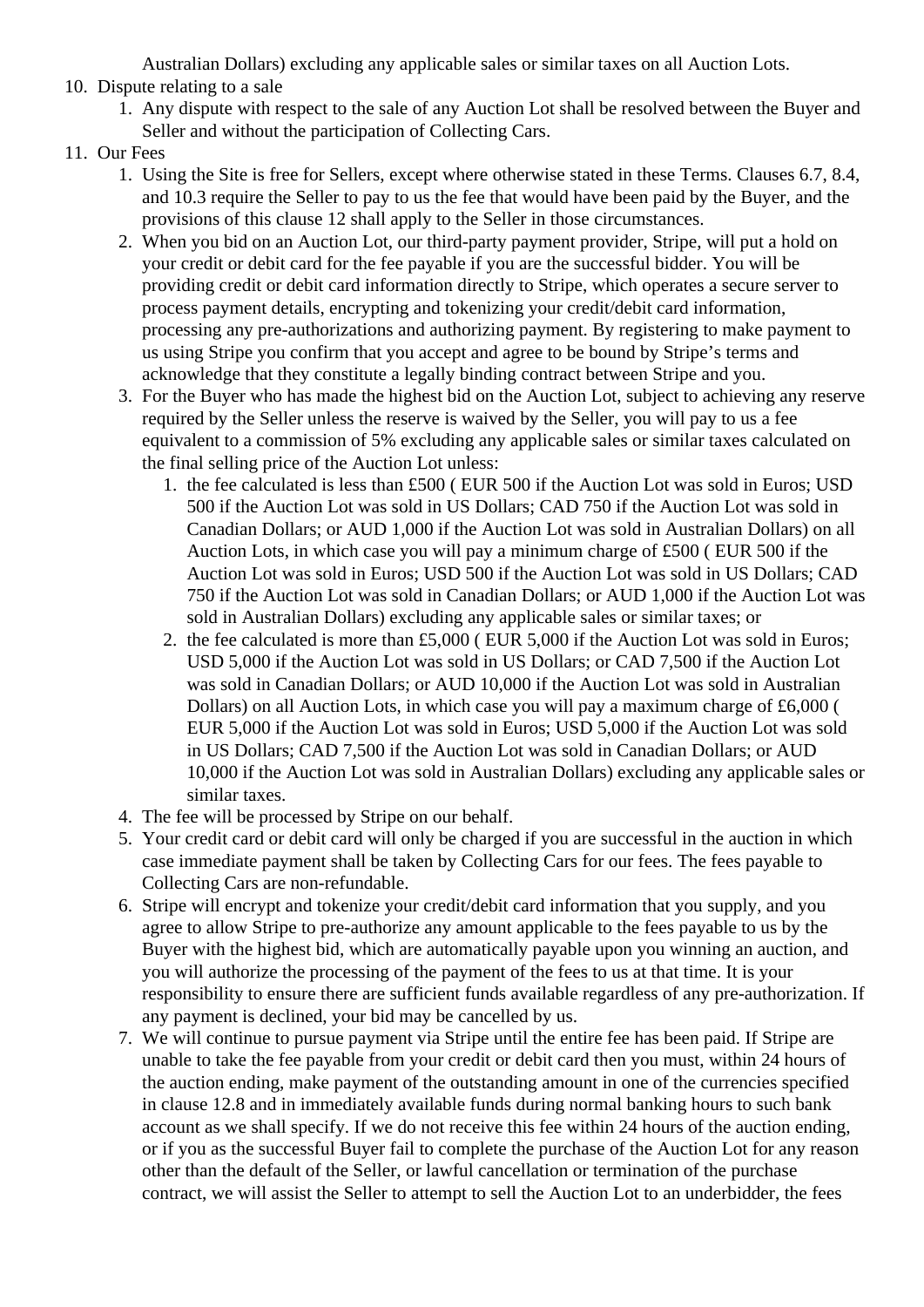Australian Dollars) excluding any applicable sales or similar taxes on all Auction Lots.

10. Dispute relating to a sale
    1. Any dispute with respect to the sale of any Auction Lot shall be resolved between the Buyer and Seller and without the participation of Collecting Cars.
11. Our Fees
    1. Using the Site is free for Sellers, except where otherwise stated in these Terms. Clauses 6.7, 8.4, and 10.3 require the Seller to pay to us the fee that would have been paid by the Buyer, and the provisions of this clause 12 shall apply to the Seller in those circumstances.
    2. When you bid on an Auction Lot, our third-party payment provider, Stripe, will put a hold on your credit or debit card for the fee payable if you are the successful bidder. You will be providing credit or debit card information directly to Stripe, which operates a secure server to process payment details, encrypting and tokenizing your credit/debit card information, processing any pre-authorizations and authorizing payment. By registering to make payment to us using Stripe you confirm that you accept and agree to be bound by Stripe's terms and acknowledge that they constitute a legally binding contract between Stripe and you.
    3. For the Buyer who has made the highest bid on the Auction Lot, subject to achieving any reserve required by the Seller unless the reserve is waived by the Seller, you will pay to us a fee equivalent to a commission of 5% excluding any applicable sales or similar taxes calculated on the final selling price of the Auction Lot unless:
        1. the fee calculated is less than £500 ( EUR 500 if the Auction Lot was sold in Euros; USD 500 if the Auction Lot was sold in US Dollars; CAD 750 if the Auction Lot was sold in Canadian Dollars; or AUD 1,000 if the Auction Lot was sold in Australian Dollars) on all Auction Lots, in which case you will pay a minimum charge of £500 ( EUR 500 if the Auction Lot was sold in Euros; USD 500 if the Auction Lot was sold in US Dollars; CAD 750 if the Auction Lot was sold in Canadian Dollars; or AUD 1,000 if the Auction Lot was sold in Australian Dollars) excluding any applicable sales or similar taxes; or
        2. the fee calculated is more than £5,000 ( EUR 5,000 if the Auction Lot was sold in Euros; USD 5,000 if the Auction Lot was sold in US Dollars; or CAD 7,500 if the Auction Lot was sold in Canadian Dollars; or AUD 10,000 if the Auction Lot was sold in Australian Dollars) on all Auction Lots, in which case you will pay a maximum charge of £6,000 ( EUR 5,000 if the Auction Lot was sold in Euros; USD 5,000 if the Auction Lot was sold in US Dollars; CAD 7,500 if the Auction Lot was sold in Canadian Dollars; or AUD 10,000 if the Auction Lot was sold in Australian Dollars) excluding any applicable sales or similar taxes.
    4. The fee will be processed by Stripe on our behalf.
    5. Your credit card or debit card will only be charged if you are successful in the auction in which case immediate payment shall be taken by Collecting Cars for our fees. The fees payable to Collecting Cars are non-refundable.
    6. Stripe will encrypt and tokenize your credit/debit card information that you supply, and you agree to allow Stripe to pre-authorize any amount applicable to the fees payable to us by the Buyer with the highest bid, which are automatically payable upon you winning an auction, and you will authorize the processing of the payment of the fees to us at that time. It is your responsibility to ensure there are sufficient funds available regardless of any pre-authorization. If any payment is declined, your bid may be cancelled by us.
    7. We will continue to pursue payment via Stripe until the entire fee has been paid. If Stripe are unable to take the fee payable from your credit or debit card then you must, within 24 hours of the auction ending, make payment of the outstanding amount in one of the currencies specified in clause 12.8 and in immediately available funds during normal banking hours to such bank account as we shall specify. If we do not receive this fee within 24 hours of the auction ending, or if you as the successful Buyer fail to complete the purchase of the Auction Lot for any reason other than the default of the Seller, or lawful cancellation or termination of the purchase contract, we will assist the Seller to attempt to sell the Auction Lot to an underbidder, the fees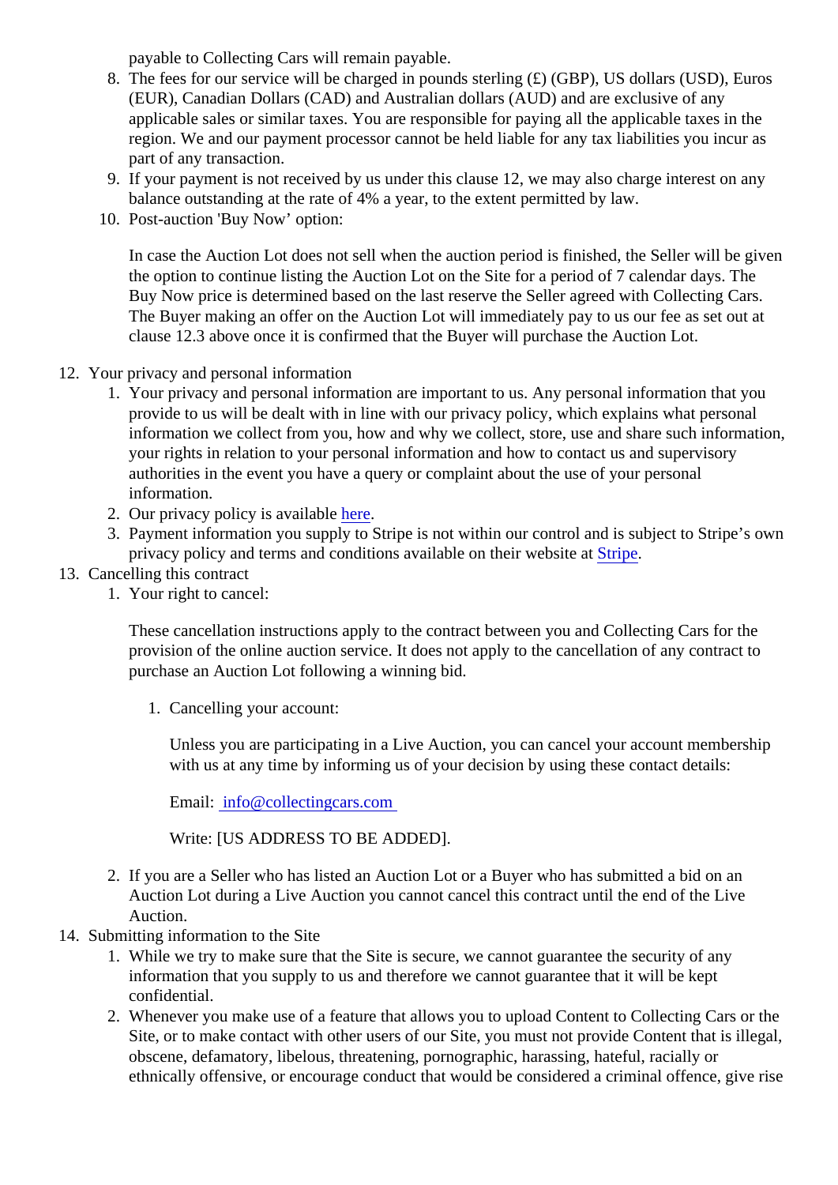payable to Collecting Cars will remain payable.

8. The fees for our service will be charged in pounds sterling (£) (GBP), US dollars (USD), Euros (EUR), Canadian Dollars (CAD) and Australian dollars (AUD) and are exclusive of any applicable sales or similar taxes. You are responsible for paying all the applicable taxes in the region. We and our payment processor cannot be held liable for any tax liabilities you incur as part of any transaction.
9. If your payment is not received by us under this clause 12, we may also charge interest on any balance outstanding at the rate of 4% a year, to the extent permitted by law.
10. Post-auction 'Buy Now' option:

    In case the Auction Lot does not sell when the auction period is finished, the Seller will be given the option to continue listing the Auction Lot on the Site for a period of 7 calendar days. The Buy Now price is determined based on the last reserve the Seller agreed with Collecting Cars. The Buyer making an offer on the Auction Lot will immediately pay to us our fee as set out at clause 12.3 above once it is confirmed that the Buyer will purchase the Auction Lot.

12. Your privacy and personal information
    1. Your privacy and personal information are important to us. Any personal information that you provide to us will be dealt with in line with our privacy policy, which explains what personal information we collect from you, how and why we collect, store, use and share such information, your rights in relation to your personal information and how to contact us and supervisory authorities in the event you have a query or complaint about the use of your personal information.
    2. Our privacy policy is available here.
    3. Payment information you supply to Stripe is not within our control and is subject to Stripe's own privacy policy and terms and conditions available on their website at Stripe.
13. Cancelling this contract
    1. Your right to cancel:

       These cancellation instructions apply to the contract between you and Collecting Cars for the provision of the online auction service. It does not apply to the cancellation of any contract to purchase an Auction Lot following a winning bid.

        1. Cancelling your account:

           Unless you are participating in a Live Auction, you can cancel your account membership with us at any time by informing us of your decision by using these contact details:

           Email: info@collectingcars.com

           Write: [US ADDRESS TO BE ADDED].

    2. If you are a Seller who has listed an Auction Lot or a Buyer who has submitted a bid on an Auction Lot during a Live Auction you cannot cancel this contract until the end of the Live Auction.
14. Submitting information to the Site
    1. While we try to make sure that the Site is secure, we cannot guarantee the security of any information that you supply to us and therefore we cannot guarantee that it will be kept confidential.
    2. Whenever you make use of a feature that allows you to upload Content to Collecting Cars or the Site, or to make contact with other users of our Site, you must not provide Content that is illegal, obscene, defamatory, libelous, threatening, pornographic, harassing, hateful, racially or ethnically offensive, or encourage conduct that would be considered a criminal offence, give rise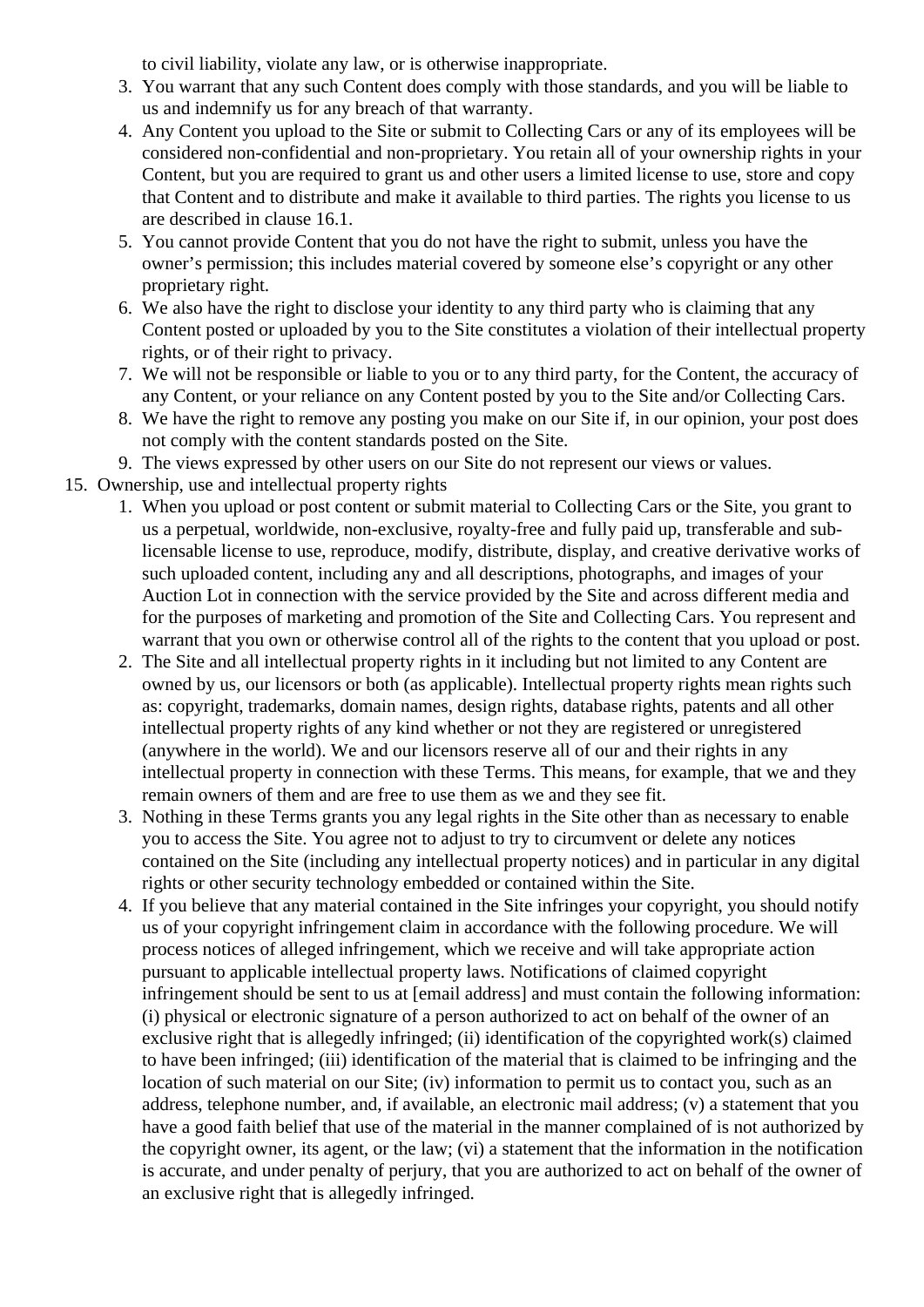to civil liability, violate any law, or is otherwise inappropriate.

3. You warrant that any such Content does comply with those standards, and you will be liable to us and indemnify us for any breach of that warranty.
4. Any Content you upload to the Site or submit to Collecting Cars or any of its employees will be considered non-confidential and non-proprietary. You retain all of your ownership rights in your Content, but you are required to grant us and other users a limited license to use, store and copy that Content and to distribute and make it available to third parties. The rights you license to us are described in clause 16.1.
5. You cannot provide Content that you do not have the right to submit, unless you have the owner's permission; this includes material covered by someone else's copyright or any other proprietary right.
6. We also have the right to disclose your identity to any third party who is claiming that any Content posted or uploaded by you to the Site constitutes a violation of their intellectual property rights, or of their right to privacy.
7. We will not be responsible or liable to you or to any third party, for the Content, the accuracy of any Content, or your reliance on any Content posted by you to the Site and/or Collecting Cars.
8. We have the right to remove any posting you make on our Site if, in our opinion, your post does not comply with the content standards posted on the Site.
9. The views expressed by other users on our Site do not represent our views or values.

15. Ownership, use and intellectual property rights
    1. When you upload or post content or submit material to Collecting Cars or the Site, you grant to us a perpetual, worldwide, non-exclusive, royalty-free and fully paid up, transferable and sub-licensable license to use, reproduce, modify, distribute, display, and creative derivative works of such uploaded content, including any and all descriptions, photographs, and images of your Auction Lot in connection with the service provided by the Site and across different media and for the purposes of marketing and promotion of the Site and Collecting Cars. You represent and warrant that you own or otherwise control all of the rights to the content that you upload or post.
    2. The Site and all intellectual property rights in it including but not limited to any Content are owned by us, our licensors or both (as applicable). Intellectual property rights mean rights such as: copyright, trademarks, domain names, design rights, database rights, patents and all other intellectual property rights of any kind whether or not they are registered or unregistered (anywhere in the world). We and our licensors reserve all of our and their rights in any intellectual property in connection with these Terms. This means, for example, that we and they remain owners of them and are free to use them as we and they see fit.
    3. Nothing in these Terms grants you any legal rights in the Site other than as necessary to enable you to access the Site. You agree not to adjust to try to circumvent or delete any notices contained on the Site (including any intellectual property notices) and in particular in any digital rights or other security technology embedded or contained within the Site.
    4. If you believe that any material contained in the Site infringes your copyright, you should notify us of your copyright infringement claim in accordance with the following procedure. We will process notices of alleged infringement, which we receive and will take appropriate action pursuant to applicable intellectual property laws. Notifications of claimed copyright infringement should be sent to us at [email address] and must contain the following information: (i) physical or electronic signature of a person authorized to act on behalf of the owner of an exclusive right that is allegedly infringed; (ii) identification of the copyrighted work(s) claimed to have been infringed; (iii) identification of the material that is claimed to be infringing and the location of such material on our Site; (iv) information to permit us to contact you, such as an address, telephone number, and, if available, an electronic mail address; (v) a statement that you have a good faith belief that use of the material in the manner complained of is not authorized by the copyright owner, its agent, or the law; (vi) a statement that the information in the notification is accurate, and under penalty of perjury, that you are authorized to act on behalf of the owner of an exclusive right that is allegedly infringed.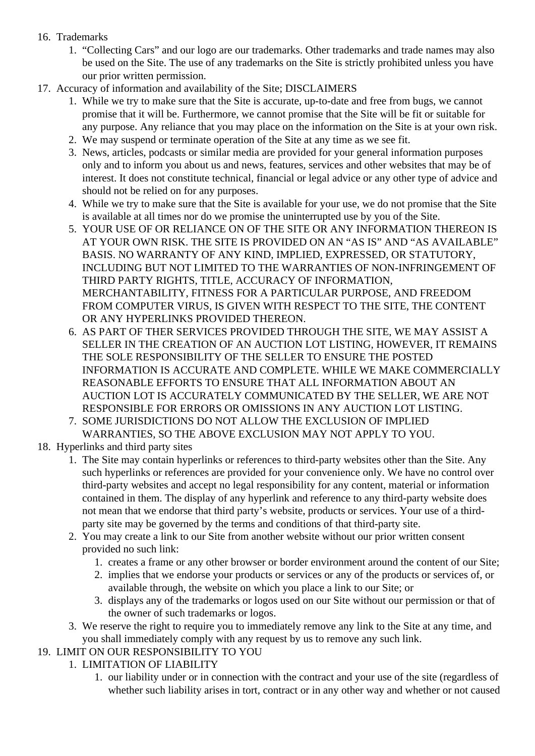16. Trademarks
    1. "Collecting Cars" and our logo are our trademarks. Other trademarks and trade names may also be used on the Site. The use of any trademarks on the Site is strictly prohibited unless you have our prior written permission.
17. Accuracy of information and availability of the Site; DISCLAIMERS
    1. While we try to make sure that the Site is accurate, up-to-date and free from bugs, we cannot promise that it will be. Furthermore, we cannot promise that the Site will be fit or suitable for any purpose. Any reliance that you may place on the information on the Site is at your own risk.
    2. We may suspend or terminate operation of the Site at any time as we see fit.
    3. News, articles, podcasts or similar media are provided for your general information purposes only and to inform you about us and news, features, services and other websites that may be of interest. It does not constitute technical, financial or legal advice or any other type of advice and should not be relied on for any purposes.
    4. While we try to make sure that the Site is available for your use, we do not promise that the Site is available at all times nor do we promise the uninterrupted use by you of the Site.
    5. YOUR USE OF OR RELIANCE ON OF THE SITE OR ANY INFORMATION THEREON IS AT YOUR OWN RISK. THE SITE IS PROVIDED ON AN "AS IS" AND "AS AVAILABLE" BASIS. NO WARRANTY OF ANY KIND, IMPLIED, EXPRESSED, OR STATUTORY, INCLUDING BUT NOT LIMITED TO THE WARRANTIES OF NON-INFRINGEMENT OF THIRD PARTY RIGHTS, TITLE, ACCURACY OF INFORMATION, MERCHANTABILITY, FITNESS FOR A PARTICULAR PURPOSE, AND FREEDOM FROM COMPUTER VIRUS, IS GIVEN WITH RESPECT TO THE SITE, THE CONTENT OR ANY HYPERLINKS PROVIDED THEREON.
    6. AS PART OF THER SERVICES PROVIDED THROUGH THE SITE, WE MAY ASSIST A SELLER IN THE CREATION OF AN AUCTION LOT LISTING, HOWEVER, IT REMAINS THE SOLE RESPONSIBILITY OF THE SELLER TO ENSURE THE POSTED INFORMATION IS ACCURATE AND COMPLETE. WHILE WE MAKE COMMERCIALLY REASONABLE EFFORTS TO ENSURE THAT ALL INFORMATION ABOUT AN AUCTION LOT IS ACCURATELY COMMUNICATED BY THE SELLER, WE ARE NOT RESPONSIBLE FOR ERRORS OR OMISSIONS IN ANY AUCTION LOT LISTING.
    7. SOME JURISDICTIONS DO NOT ALLOW THE EXCLUSION OF IMPLIED WARRANTIES, SO THE ABOVE EXCLUSION MAY NOT APPLY TO YOU.
18. Hyperlinks and third party sites
    1. The Site may contain hyperlinks or references to third-party websites other than the Site. Any such hyperlinks or references are provided for your convenience only. We have no control over third-party websites and accept no legal responsibility for any content, material or information contained in them. The display of any hyperlink and reference to any third-party website does not mean that we endorse that third party's website, products or services. Your use of a third-party site may be governed by the terms and conditions of that third-party site.
    2. You may create a link to our Site from another website without our prior written consent provided no such link:
        1. creates a frame or any other browser or border environment around the content of our Site;
        2. implies that we endorse your products or services or any of the products or services of, or available through, the website on which you place a link to our Site; or
        3. displays any of the trademarks or logos used on our Site without our permission or that of the owner of such trademarks or logos.
    3. We reserve the right to require you to immediately remove any link to the Site at any time, and you shall immediately comply with any request by us to remove any such link.
19. LIMIT ON OUR RESPONSIBILITY TO YOU
    1. LIMITATION OF LIABILITY
        1. our liability under or in connection with the contract and your use of the site (regardless of whether such liability arises in tort, contract or in any other way and whether or not caused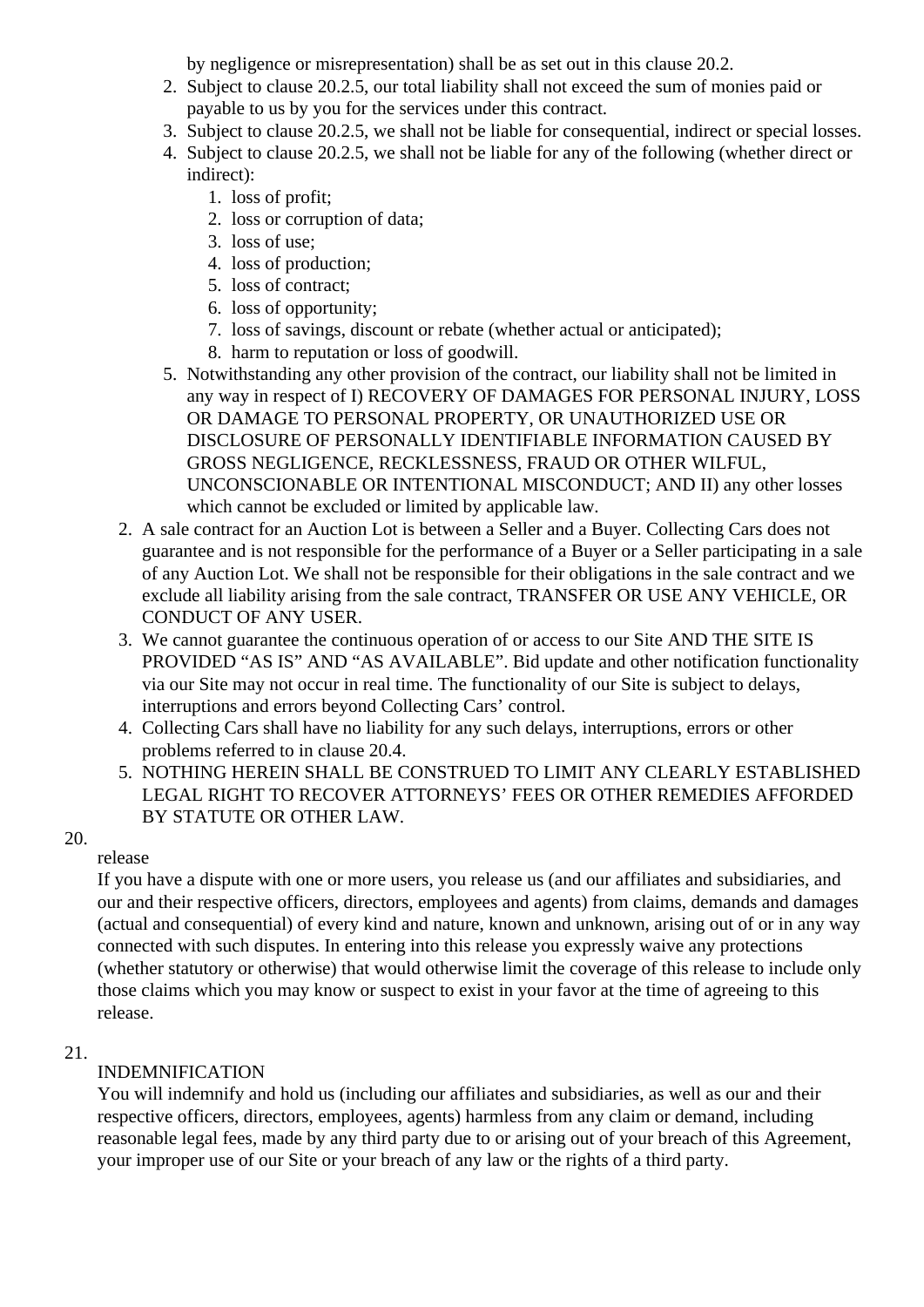by negligence or misrepresentation) shall be as set out in this clause 20.2.

2. Subject to clause 20.2.5, our total liability shall not exceed the sum of monies paid or payable to us by you for the services under this contract.
3. Subject to clause 20.2.5, we shall not be liable for consequential, indirect or special losses.
4. Subject to clause 20.2.5, we shall not be liable for any of the following (whether direct or indirect):
    1. loss of profit;
    2. loss or corruption of data;
    3. loss of use;
    4. loss of production;
    5. loss of contract;
    6. loss of opportunity;
    7. loss of savings, discount or rebate (whether actual or anticipated);
    8. harm to reputation or loss of goodwill.
5. Notwithstanding any other provision of the contract, our liability shall not be limited in any way in respect of I) RECOVERY OF DAMAGES FOR PERSONAL INJURY, LOSS OR DAMAGE TO PERSONAL PROPERTY, OR UNAUTHORIZED USE OR DISCLOSURE OF PERSONALLY IDENTIFIABLE INFORMATION CAUSED BY GROSS NEGLIGENCE, RECKLESSNESS, FRAUD OR OTHER WILFUL, UNCONSCIONABLE OR INTENTIONAL MISCONDUCT; AND II) any other losses which cannot be excluded or limited by applicable law.

2. A sale contract for an Auction Lot is between a Seller and a Buyer. Collecting Cars does not guarantee and is not responsible for the performance of a Buyer or a Seller participating in a sale of any Auction Lot. We shall not be responsible for their obligations in the sale contract and we exclude all liability arising from the sale contract, TRANSFER OR USE ANY VEHICLE, OR CONDUCT OF ANY USER.
3. We cannot guarantee the continuous operation of or access to our Site AND THE SITE IS PROVIDED "AS IS" AND "AS AVAILABLE". Bid update and other notification functionality via our Site may not occur in real time. The functionality of our Site is subject to delays, interruptions and errors beyond Collecting Cars' control.
4. Collecting Cars shall have no liability for any such delays, interruptions, errors or other problems referred to in clause 20.4.
5. NOTHING HEREIN SHALL BE CONSTRUED TO LIMIT ANY CLEARLY ESTABLISHED LEGAL RIGHT TO RECOVER ATTORNEYS' FEES OR OTHER REMEDIES AFFORDED BY STATUTE OR OTHER LAW.

20. release

If you have a dispute with one or more users, you release us (and our affiliates and subsidiaries, and our and their respective officers, directors, employees and agents) from claims, demands and damages (actual and consequential) of every kind and nature, known and unknown, arising out of or in any way connected with such disputes. In entering into this release you expressly waive any protections (whether statutory or otherwise) that would otherwise limit the coverage of this release to include only those claims which you may know or suspect to exist in your favor at the time of agreeing to this release.

21. INDEMNIFICATION

You will indemnify and hold us (including our affiliates and subsidiaries, as well as our and their respective officers, directors, employees, agents) harmless from any claim or demand, including reasonable legal fees, made by any third party due to or arising out of your breach of this Agreement, your improper use of our Site or your breach of any law or the rights of a third party.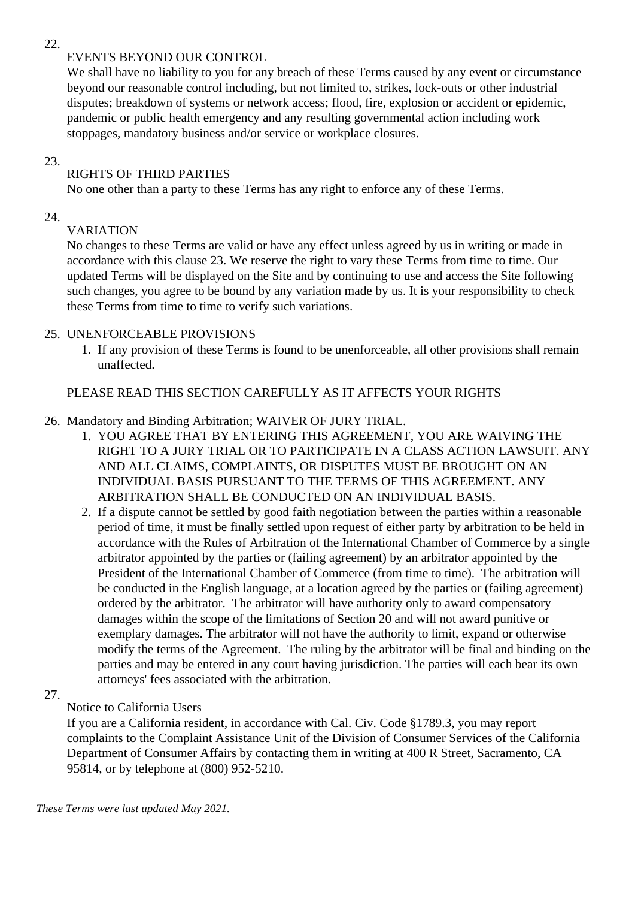22. EVENTS BEYOND OUR CONTROL

    We shall have no liability to you for any breach of these Terms caused by any event or circumstance beyond our reasonable control including, but not limited to, strikes, lock-outs or other industrial disputes; breakdown of systems or network access; flood, fire, explosion or accident or epidemic, pandemic or public health emergency and any resulting governmental action including work stoppages, mandatory business and/or service or workplace closures.

23. RIGHTS OF THIRD PARTIES

    No one other than a party to these Terms has any right to enforce any of these Terms.

24. VARIATION

    No changes to these Terms are valid or have any effect unless agreed by us in writing or made in accordance with this clause 23. We reserve the right to vary these Terms from time to time. Our updated Terms will be displayed on the Site and by continuing to use and access the Site following such changes, you agree to be bound by any variation made by us. It is your responsibility to check these Terms from time to time to verify such variations.

25. UNENFORCEABLE PROVISIONS
    1. If any provision of these Terms is found to be unenforceable, all other provisions shall remain unaffected.

    PLEASE READ THIS SECTION CAREFULLY AS IT AFFECTS YOUR RIGHTS

26. Mandatory and Binding Arbitration; WAIVER OF JURY TRIAL.
    1. YOU AGREE THAT BY ENTERING THIS AGREEMENT, YOU ARE WAIVING THE RIGHT TO A JURY TRIAL OR TO PARTICIPATE IN A CLASS ACTION LAWSUIT. ANY AND ALL CLAIMS, COMPLAINTS, OR DISPUTES MUST BE BROUGHT ON AN INDIVIDUAL BASIS PURSUANT TO THE TERMS OF THIS AGREEMENT. ANY ARBITRATION SHALL BE CONDUCTED ON AN INDIVIDUAL BASIS.
    2. If a dispute cannot be settled by good faith negotiation between the parties within a reasonable period of time, it must be finally settled upon request of either party by arbitration to be held in accordance with the Rules of Arbitration of the International Chamber of Commerce by a single arbitrator appointed by the parties or (failing agreement) by an arbitrator appointed by the President of the International Chamber of Commerce (from time to time). The arbitration will be conducted in the English language, at a location agreed by the parties or (failing agreement) ordered by the arbitrator. The arbitrator will have authority only to award compensatory damages within the scope of the limitations of Section 20 and will not award punitive or exemplary damages. The arbitrator will not have the authority to limit, expand or otherwise modify the terms of the Agreement. The ruling by the arbitrator will be final and binding on the parties and may be entered in any court having jurisdiction. The parties will each bear its own attorneys' fees associated with the arbitration.

27. Notice to California Users

    If you are a California resident, in accordance with Cal. Civ. Code §1789.3, you may report complaints to the Complaint Assistance Unit of the Division of Consumer Services of the California Department of Consumer Affairs by contacting them in writing at 400 R Street, Sacramento, CA 95814, or by telephone at (800) 952-5210.

*These Terms were last updated May 2021.*